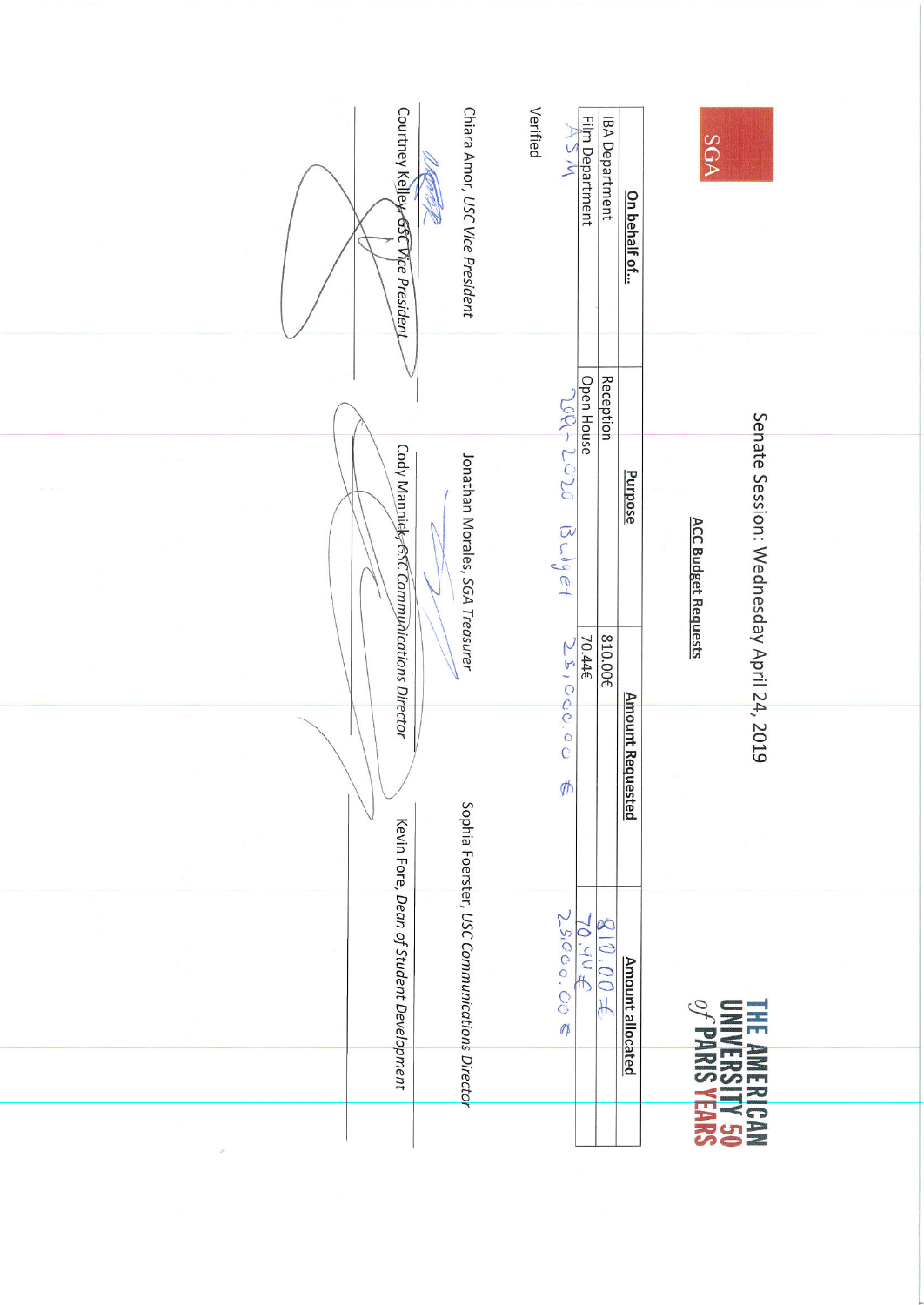SGA

THE AMERICAN UNIVERSITY *of* PARIS 50 YEARS

# Senate Session: Wednesday April 24, 2019

## ACC Budget Requests

| On behalf of… | Purpose | Amount Requested | Amount allocated |
|---|---|---|---|
| IBA Department | Reception | 810.00€ | 810.00€ |
| Film Department | Open House | 70.44€ | 70.44€ |
| ASM | 2019-2020 Budget | 25,000.00 € | 25000.00 € |

Verified

Chiara Amor, *USC Vice President*

Jonathan Morales, *SGA Treasurer*

Sophia Foerster, *USC Communications Director*

Courtney Kelley, *GSC Vice President*

Cody Mannick, *GSC Communications Director*

Kevin Fore, *Dean of Student Development*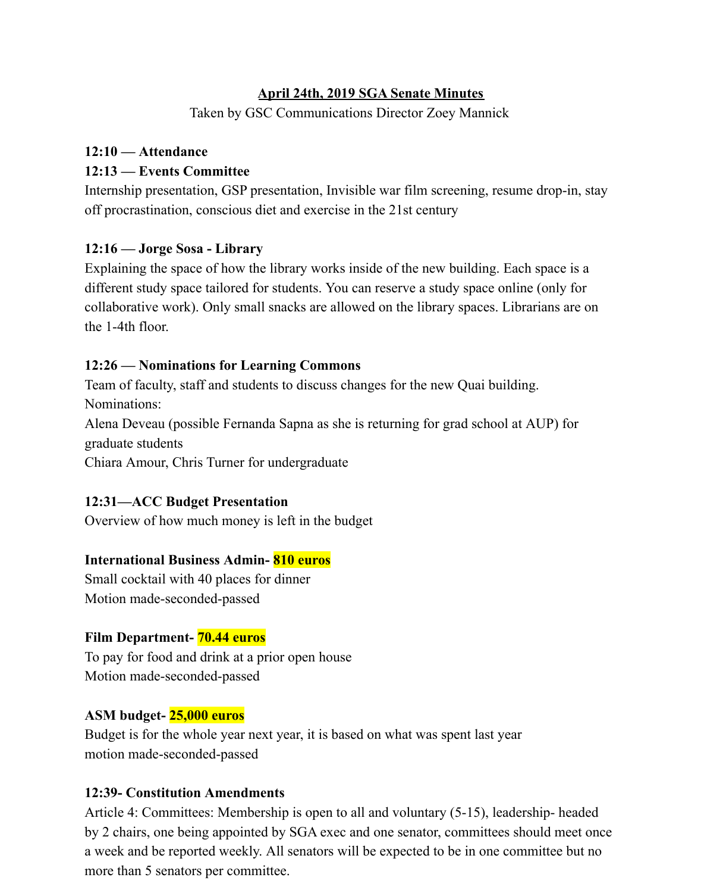## April 24th, 2019 SGA Senate Minutes

Taken by GSC Communications Director Zoey Mannick

**12:10 — Attendance**

**12:13 — Events Committee**

Internship presentation, GSP presentation, Invisible war film screening, resume drop-in, stay off procrastination, conscious diet and exercise in the 21st century

**12:16 — Jorge Sosa - Library**

Explaining the space of how the library works inside of the new building. Each space is a different study space tailored for students. You can reserve a study space online (only for collaborative work). Only small snacks are allowed on the library spaces. Librarians are on the 1-4th floor.

**12:26 — Nominations for Learning Commons**

Team of faculty, staff and students to discuss changes for the new Quai building.

Nominations:

Alena Deveau (possible Fernanda Sapna as she is returning for grad school at AUP) for graduate students

Chiara Amour, Chris Turner for undergraduate

**12:31—ACC Budget Presentation**

Overview of how much money is left in the budget

**International Business Admin- 810 euros**

Small cocktail with 40 places for dinner

Motion made-seconded-passed

**Film Department- 70.44 euros**

To pay for food and drink at a prior open house

Motion made-seconded-passed

**ASM budget- 25,000 euros**

Budget is for the whole year next year, it is based on what was spent last year

motion made-seconded-passed

**12:39- Constitution Amendments**

Article 4: Committees: Membership is open to all and voluntary (5-15), leadership- headed by 2 chairs, one being appointed by SGA exec and one senator, committees should meet once a week and be reported weekly. All senators will be expected to be in one committee but no more than 5 senators per committee.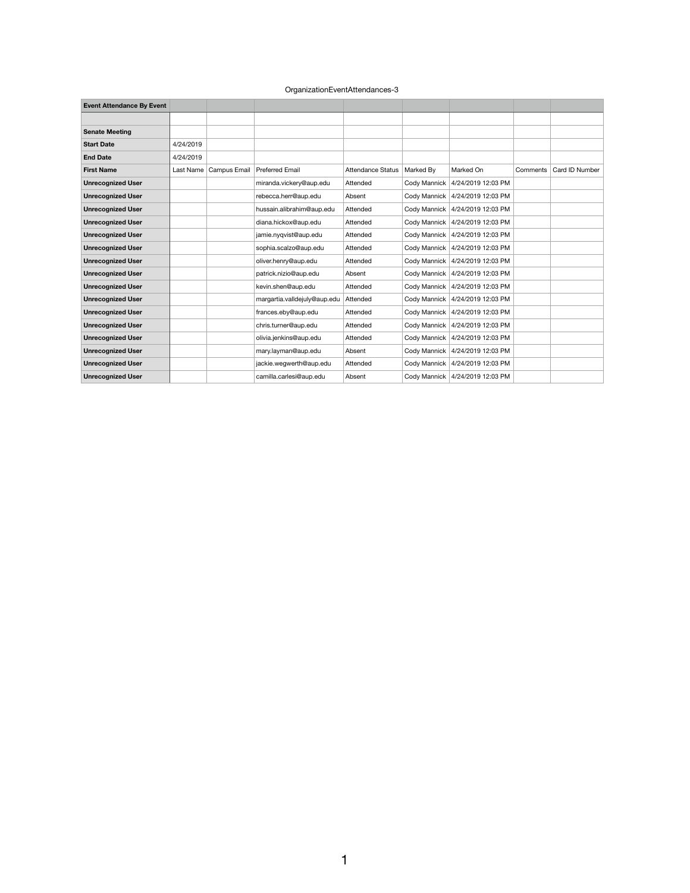OrganizationEventAttendances-3

| **Event Attendance By Event** | | | | | | | | |
|---|---|---|---|---|---|---|---|---|
| | | | | | | | | |
| **Senate Meeting** | | | | | | | | |
| **Start Date** | 4/24/2019 | | | | | | | |
| **End Date** | 4/24/2019 | | | | | | | |
| **First Name** | Last Name | Campus Email | Preferred Email | Attendance Status | Marked By | Marked On | Comments | Card ID Number |
| **Unrecognized User** | | | miranda.vickery@aup.edu | Attended | Cody Mannick | 4/24/2019 12:03 PM | | |
| **Unrecognized User** | | | rebecca.herr@aup.edu | Absent | Cody Mannick | 4/24/2019 12:03 PM | | |
| **Unrecognized User** | | | hussain.alibrahim@aup.edu | Attended | Cody Mannick | 4/24/2019 12:03 PM | | |
| **Unrecognized User** | | | diana.hickox@aup.edu | Attended | Cody Mannick | 4/24/2019 12:03 PM | | |
| **Unrecognized User** | | | jamie.nyqvist@aup.edu | Attended | Cody Mannick | 4/24/2019 12:03 PM | | |
| **Unrecognized User** | | | sophia.scalzo@aup.edu | Attended | Cody Mannick | 4/24/2019 12:03 PM | | |
| **Unrecognized User** | | | oliver.henry@aup.edu | Attended | Cody Mannick | 4/24/2019 12:03 PM | | |
| **Unrecognized User** | | | patrick.nizio@aup.edu | Absent | Cody Mannick | 4/24/2019 12:03 PM | | |
| **Unrecognized User** | | | kevin.shen@aup.edu | Attended | Cody Mannick | 4/24/2019 12:03 PM | | |
| **Unrecognized User** | | | margartia.valldejuly@aup.edu | Attended | Cody Mannick | 4/24/2019 12:03 PM | | |
| **Unrecognized User** | | | frances.eby@aup.edu | Attended | Cody Mannick | 4/24/2019 12:03 PM | | |
| **Unrecognized User** | | | chris.turner@aup.edu | Attended | Cody Mannick | 4/24/2019 12:03 PM | | |
| **Unrecognized User** | | | olivia.jenkins@aup.edu | Attended | Cody Mannick | 4/24/2019 12:03 PM | | |
| **Unrecognized User** | | | mary.layman@aup.edu | Absent | Cody Mannick | 4/24/2019 12:03 PM | | |
| **Unrecognized User** | | | jackie.wegwerth@aup.edu | Attended | Cody Mannick | 4/24/2019 12:03 PM | | |
| **Unrecognized User** | | | camilla.carlesi@aup.edu | Absent | Cody Mannick | 4/24/2019 12:03 PM | | |